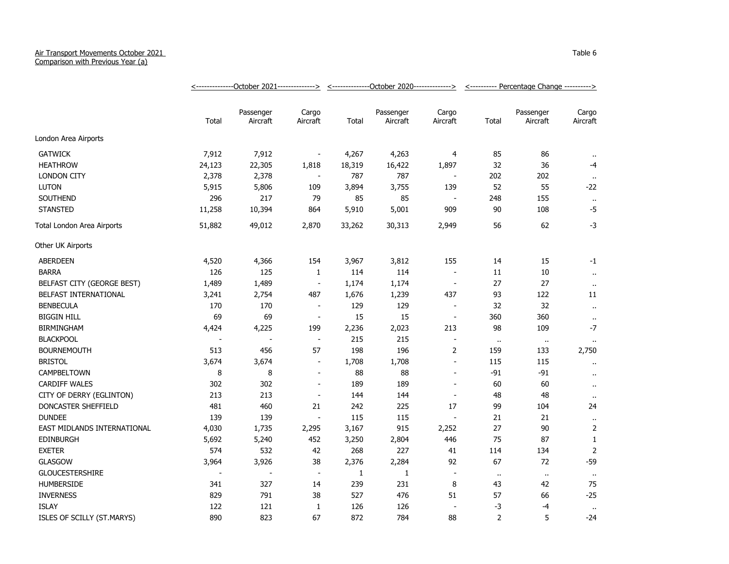Air Transport Movements October 2021
Comparison with Previous Year (a)

Table 6

| | October 2021 | | | October 2020 | | | Percentage Change | | |
|---|---|---|---|---|---|---|---|---|---|
| | Total | Passenger Aircraft | Cargo Aircraft | Total | Passenger Aircraft | Cargo Aircraft | Total | Passenger Aircraft | Cargo Aircraft |
| London Area Airports | | | | | | | | | |
| GATWICK | 7,912 | 7,912 | - | 4,267 | 4,263 | 4 | 85 | 86 | .. |
| HEATHROW | 24,123 | 22,305 | 1,818 | 18,319 | 16,422 | 1,897 | 32 | 36 | -4 |
| LONDON CITY | 2,378 | 2,378 | - | 787 | 787 | - | 202 | 202 | .. |
| LUTON | 5,915 | 5,806 | 109 | 3,894 | 3,755 | 139 | 52 | 55 | -22 |
| SOUTHEND | 296 | 217 | 79 | 85 | 85 | - | 248 | 155 | .. |
| STANSTED | 11,258 | 10,394 | 864 | 5,910 | 5,001 | 909 | 90 | 108 | -5 |
| Total London Area Airports | 51,882 | 49,012 | 2,870 | 33,262 | 30,313 | 2,949 | 56 | 62 | -3 |
| Other UK Airports | | | | | | | | | |
| ABERDEEN | 4,520 | 4,366 | 154 | 3,967 | 3,812 | 155 | 14 | 15 | -1 |
| BARRA | 126 | 125 | 1 | 114 | 114 | - | 11 | 10 | .. |
| BELFAST CITY (GEORGE BEST) | 1,489 | 1,489 | - | 1,174 | 1,174 | - | 27 | 27 | .. |
| BELFAST INTERNATIONAL | 3,241 | 2,754 | 487 | 1,676 | 1,239 | 437 | 93 | 122 | 11 |
| BENBECULA | 170 | 170 | - | 129 | 129 | - | 32 | 32 | .. |
| BIGGIN HILL | 69 | 69 | - | 15 | 15 | - | 360 | 360 | .. |
| BIRMINGHAM | 4,424 | 4,225 | 199 | 2,236 | 2,023 | 213 | 98 | 109 | -7 |
| BLACKPOOL | - | - | - | 215 | 215 | - | .. | .. | .. |
| BOURNEMOUTH | 513 | 456 | 57 | 198 | 196 | 2 | 159 | 133 | 2,750 |
| BRISTOL | 3,674 | 3,674 | - | 1,708 | 1,708 | - | 115 | 115 | .. |
| CAMPBELTOWN | 8 | 8 | - | 88 | 88 | - | -91 | -91 | .. |
| CARDIFF WALES | 302 | 302 | - | 189 | 189 | - | 60 | 60 | .. |
| CITY OF DERRY (EGLINTON) | 213 | 213 | - | 144 | 144 | - | 48 | 48 | .. |
| DONCASTER SHEFFIELD | 481 | 460 | 21 | 242 | 225 | 17 | 99 | 104 | 24 |
| DUNDEE | 139 | 139 | - | 115 | 115 | - | 21 | 21 | .. |
| EAST MIDLANDS INTERNATIONAL | 4,030 | 1,735 | 2,295 | 3,167 | 915 | 2,252 | 27 | 90 | 2 |
| EDINBURGH | 5,692 | 5,240 | 452 | 3,250 | 2,804 | 446 | 75 | 87 | 1 |
| EXETER | 574 | 532 | 42 | 268 | 227 | 41 | 114 | 134 | 2 |
| GLASGOW | 3,964 | 3,926 | 38 | 2,376 | 2,284 | 92 | 67 | 72 | -59 |
| GLOUCESTERSHIRE | - | - | - | 1 | 1 | - | .. | .. | .. |
| HUMBERSIDE | 341 | 327 | 14 | 239 | 231 | 8 | 43 | 42 | 75 |
| INVERNESS | 829 | 791 | 38 | 527 | 476 | 51 | 57 | 66 | -25 |
| ISLAY | 122 | 121 | 1 | 126 | 126 | - | -3 | -4 | .. |
| ISLES OF SCILLY (ST.MARYS) | 890 | 823 | 67 | 872 | 784 | 88 | 2 | 5 | -24 |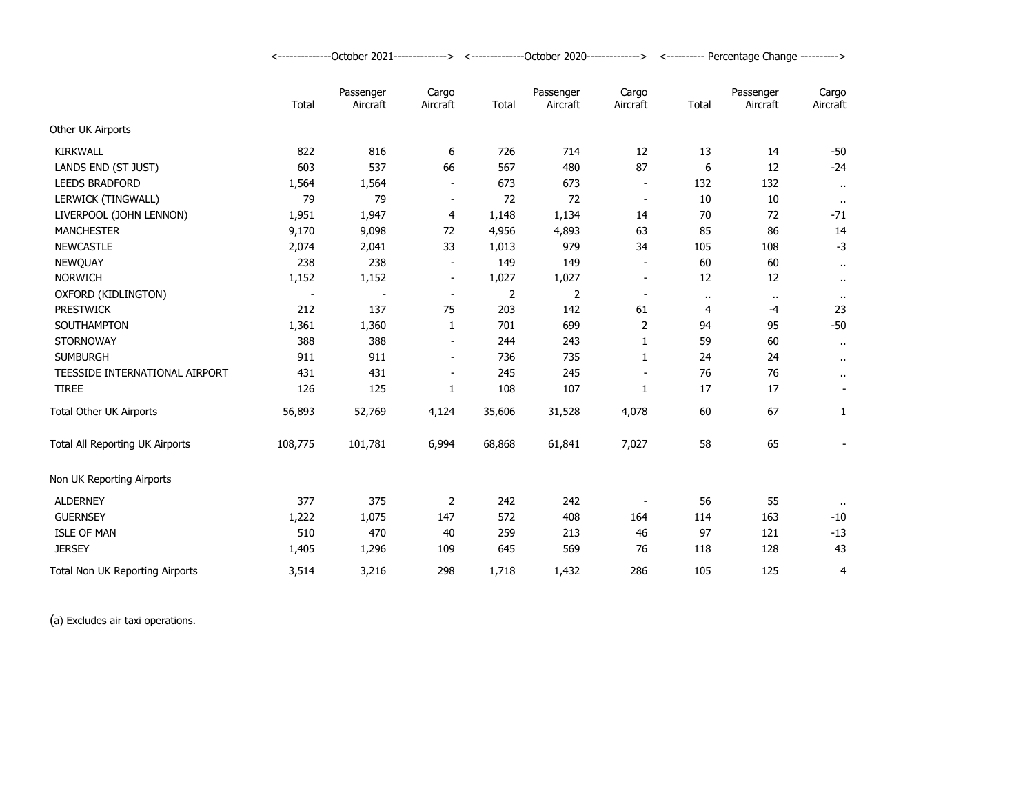| | October 2021 | | | October 2020 | | | Percentage Change | | |
|---|---|---|---|---|---|---|---|---|---|
| | Total | Passenger Aircraft | Cargo Aircraft | Total | Passenger Aircraft | Cargo Aircraft | Total | Passenger Aircraft | Cargo Aircraft |
| **Other UK Airports** | | | | | | | | | |
| KIRKWALL | 822 | 816 | 6 | 726 | 714 | 12 | 13 | 14 | -50 |
| LANDS END (ST JUST) | 603 | 537 | 66 | 567 | 480 | 87 | 6 | 12 | -24 |
| LEEDS BRADFORD | 1,564 | 1,564 | - | 673 | 673 | - | 132 | 132 | .. |
| LERWICK (TINGWALL) | 79 | 79 | - | 72 | 72 | - | 10 | 10 | .. |
| LIVERPOOL (JOHN LENNON) | 1,951 | 1,947 | 4 | 1,148 | 1,134 | 14 | 70 | 72 | -71 |
| MANCHESTER | 9,170 | 9,098 | 72 | 4,956 | 4,893 | 63 | 85 | 86 | 14 |
| NEWCASTLE | 2,074 | 2,041 | 33 | 1,013 | 979 | 34 | 105 | 108 | -3 |
| NEWQUAY | 238 | 238 | - | 149 | 149 | - | 60 | 60 | .. |
| NORWICH | 1,152 | 1,152 | - | 1,027 | 1,027 | - | 12 | 12 | .. |
| OXFORD (KIDLINGTON) | - | - | - | 2 | 2 | - | .. | .. | .. |
| PRESTWICK | 212 | 137 | 75 | 203 | 142 | 61 | 4 | -4 | 23 |
| SOUTHAMPTON | 1,361 | 1,360 | 1 | 701 | 699 | 2 | 94 | 95 | -50 |
| STORNOWAY | 388 | 388 | - | 244 | 243 | 1 | 59 | 60 | .. |
| SUMBURGH | 911 | 911 | - | 736 | 735 | 1 | 24 | 24 | .. |
| TEESSIDE INTERNATIONAL AIRPORT | 431 | 431 | - | 245 | 245 | - | 76 | 76 | .. |
| TIREE | 126 | 125 | 1 | 108 | 107 | 1 | 17 | 17 | - |
| Total Other UK Airports | 56,893 | 52,769 | 4,124 | 35,606 | 31,528 | 4,078 | 60 | 67 | 1 |
| Total All Reporting UK Airports | 108,775 | 101,781 | 6,994 | 68,868 | 61,841 | 7,027 | 58 | 65 | - |
| **Non UK Reporting Airports** | | | | | | | | | |
| ALDERNEY | 377 | 375 | 2 | 242 | 242 | - | 56 | 55 | .. |
| GUERNSEY | 1,222 | 1,075 | 147 | 572 | 408 | 164 | 114 | 163 | -10 |
| ISLE OF MAN | 510 | 470 | 40 | 259 | 213 | 46 | 97 | 121 | -13 |
| JERSEY | 1,405 | 1,296 | 109 | 645 | 569 | 76 | 118 | 128 | 43 |
| Total Non UK Reporting Airports | 3,514 | 3,216 | 298 | 1,718 | 1,432 | 286 | 105 | 125 | 4 |

(a) Excludes air taxi operations.